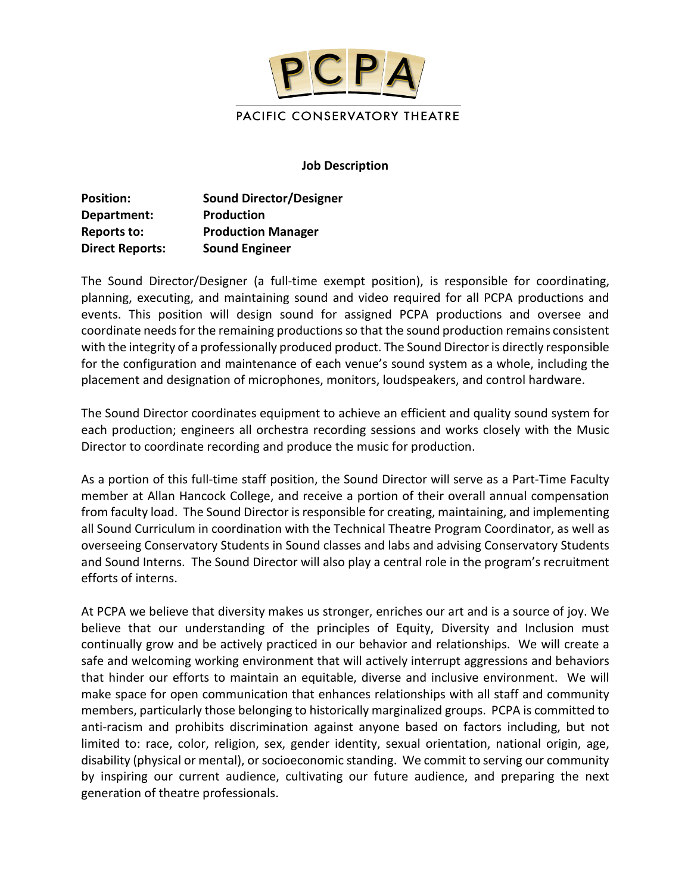# PCPA

PACIFIC CONSERVATORY THEATRE

**Job Description**

**Position:** **Sound Director/Designer**
**Department:** **Production**
**Reports to:** **Production Manager**
**Direct Reports:** **Sound Engineer**

The Sound Director/Designer (a full-time exempt position), is responsible for coordinating, planning, executing, and maintaining sound and video required for all PCPA productions and events. This position will design sound for assigned PCPA productions and oversee and coordinate needs for the remaining productions so that the sound production remains consistent with the integrity of a professionally produced product. The Sound Director is directly responsible for the configuration and maintenance of each venue's sound system as a whole, including the placement and designation of microphones, monitors, loudspeakers, and control hardware.

The Sound Director coordinates equipment to achieve an efficient and quality sound system for each production; engineers all orchestra recording sessions and works closely with the Music Director to coordinate recording and produce the music for production.

As a portion of this full-time staff position, the Sound Director will serve as a Part-Time Faculty member at Allan Hancock College, and receive a portion of their overall annual compensation from faculty load. The Sound Director is responsible for creating, maintaining, and implementing all Sound Curriculum in coordination with the Technical Theatre Program Coordinator, as well as overseeing Conservatory Students in Sound classes and labs and advising Conservatory Students and Sound Interns. The Sound Director will also play a central role in the program's recruitment efforts of interns.

At PCPA we believe that diversity makes us stronger, enriches our art and is a source of joy. We believe that our understanding of the principles of Equity, Diversity and Inclusion must continually grow and be actively practiced in our behavior and relationships. We will create a safe and welcoming working environment that will actively interrupt aggressions and behaviors that hinder our efforts to maintain an equitable, diverse and inclusive environment. We will make space for open communication that enhances relationships with all staff and community members, particularly those belonging to historically marginalized groups. PCPA is committed to anti-racism and prohibits discrimination against anyone based on factors including, but not limited to: race, color, religion, sex, gender identity, sexual orientation, national origin, age, disability (physical or mental), or socioeconomic standing. We commit to serving our community by inspiring our current audience, cultivating our future audience, and preparing the next generation of theatre professionals.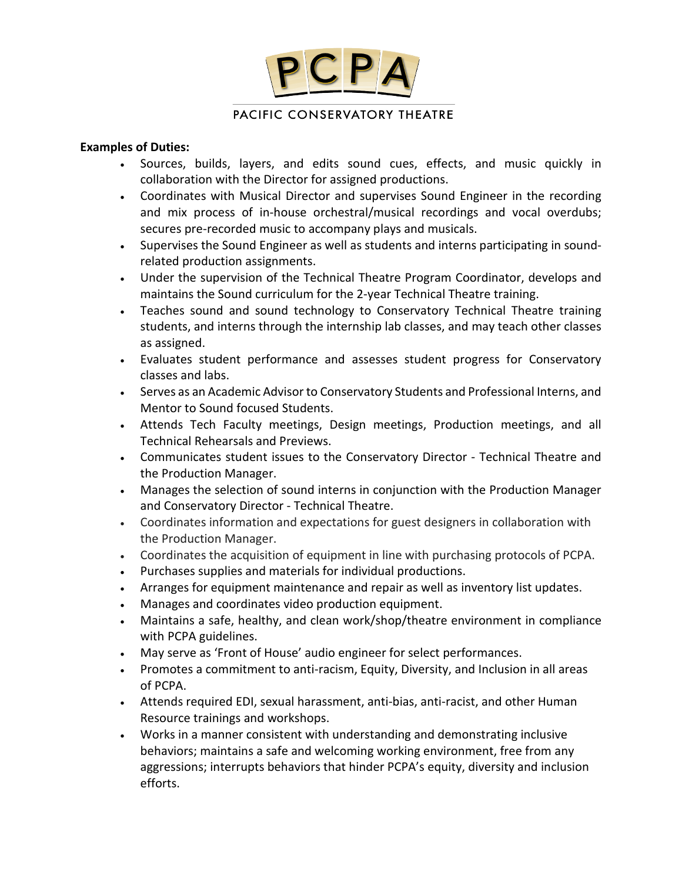**Examples of Duties:**

- Sources, builds, layers, and edits sound cues, effects, and music quickly in collaboration with the Director for assigned productions.
- Coordinates with Musical Director and supervises Sound Engineer in the recording and mix process of in-house orchestral/musical recordings and vocal overdubs; secures pre-recorded music to accompany plays and musicals.
- Supervises the Sound Engineer as well as students and interns participating in sound-related production assignments.
- Under the supervision of the Technical Theatre Program Coordinator, develops and maintains the Sound curriculum for the 2-year Technical Theatre training.
- Teaches sound and sound technology to Conservatory Technical Theatre training students, and interns through the internship lab classes, and may teach other classes as assigned.
- Evaluates student performance and assesses student progress for Conservatory classes and labs.
- Serves as an Academic Advisor to Conservatory Students and Professional Interns, and Mentor to Sound focused Students.
- Attends Tech Faculty meetings, Design meetings, Production meetings, and all Technical Rehearsals and Previews.
- Communicates student issues to the Conservatory Director - Technical Theatre and the Production Manager.
- Manages the selection of sound interns in conjunction with the Production Manager and Conservatory Director - Technical Theatre.
- Coordinates information and expectations for guest designers in collaboration with the Production Manager.
- Coordinates the acquisition of equipment in line with purchasing protocols of PCPA.
- Purchases supplies and materials for individual productions.
- Arranges for equipment maintenance and repair as well as inventory list updates.
- Manages and coordinates video production equipment.
- Maintains a safe, healthy, and clean work/shop/theatre environment in compliance with PCPA guidelines.
- May serve as 'Front of House' audio engineer for select performances.
- Promotes a commitment to anti-racism, Equity, Diversity, and Inclusion in all areas of PCPA.
- Attends required EDI, sexual harassment, anti-bias, anti-racist, and other Human Resource trainings and workshops.
- Works in a manner consistent with understanding and demonstrating inclusive behaviors; maintains a safe and welcoming working environment, free from any aggressions; interrupts behaviors that hinder PCPA's equity, diversity and inclusion efforts.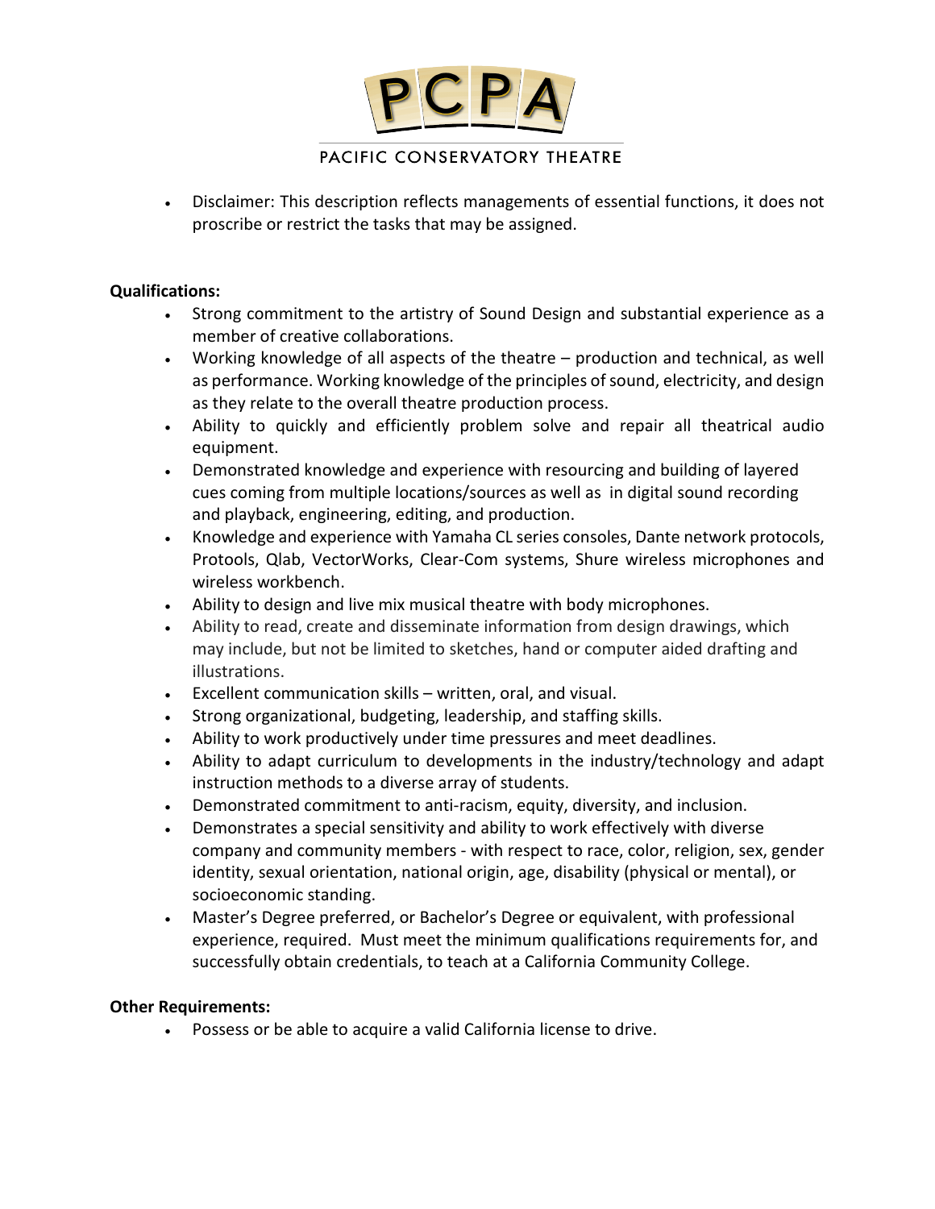- Disclaimer: This description reflects managements of essential functions, it does not proscribe or restrict the tasks that may be assigned.

**Qualifications:**

- Strong commitment to the artistry of Sound Design and substantial experience as a member of creative collaborations.
- Working knowledge of all aspects of the theatre – production and technical, as well as performance. Working knowledge of the principles of sound, electricity, and design as they relate to the overall theatre production process.
- Ability to quickly and efficiently problem solve and repair all theatrical audio equipment.
- Demonstrated knowledge and experience with resourcing and building of layered cues coming from multiple locations/sources as well as in digital sound recording and playback, engineering, editing, and production.
- Knowledge and experience with Yamaha CL series consoles, Dante network protocols, Protools, Qlab, VectorWorks, Clear-Com systems, Shure wireless microphones and wireless workbench.
- Ability to design and live mix musical theatre with body microphones.
- Ability to read, create and disseminate information from design drawings, which may include, but not be limited to sketches, hand or computer aided drafting and illustrations.
- Excellent communication skills – written, oral, and visual.
- Strong organizational, budgeting, leadership, and staffing skills.
- Ability to work productively under time pressures and meet deadlines.
- Ability to adapt curriculum to developments in the industry/technology and adapt instruction methods to a diverse array of students.
- Demonstrated commitment to anti-racism, equity, diversity, and inclusion.
- Demonstrates a special sensitivity and ability to work effectively with diverse company and community members - with respect to race, color, religion, sex, gender identity, sexual orientation, national origin, age, disability (physical or mental), or socioeconomic standing.
- Master's Degree preferred, or Bachelor's Degree or equivalent, with professional experience, required. Must meet the minimum qualifications requirements for, and successfully obtain credentials, to teach at a California Community College.

**Other Requirements:**

- Possess or be able to acquire a valid California license to drive.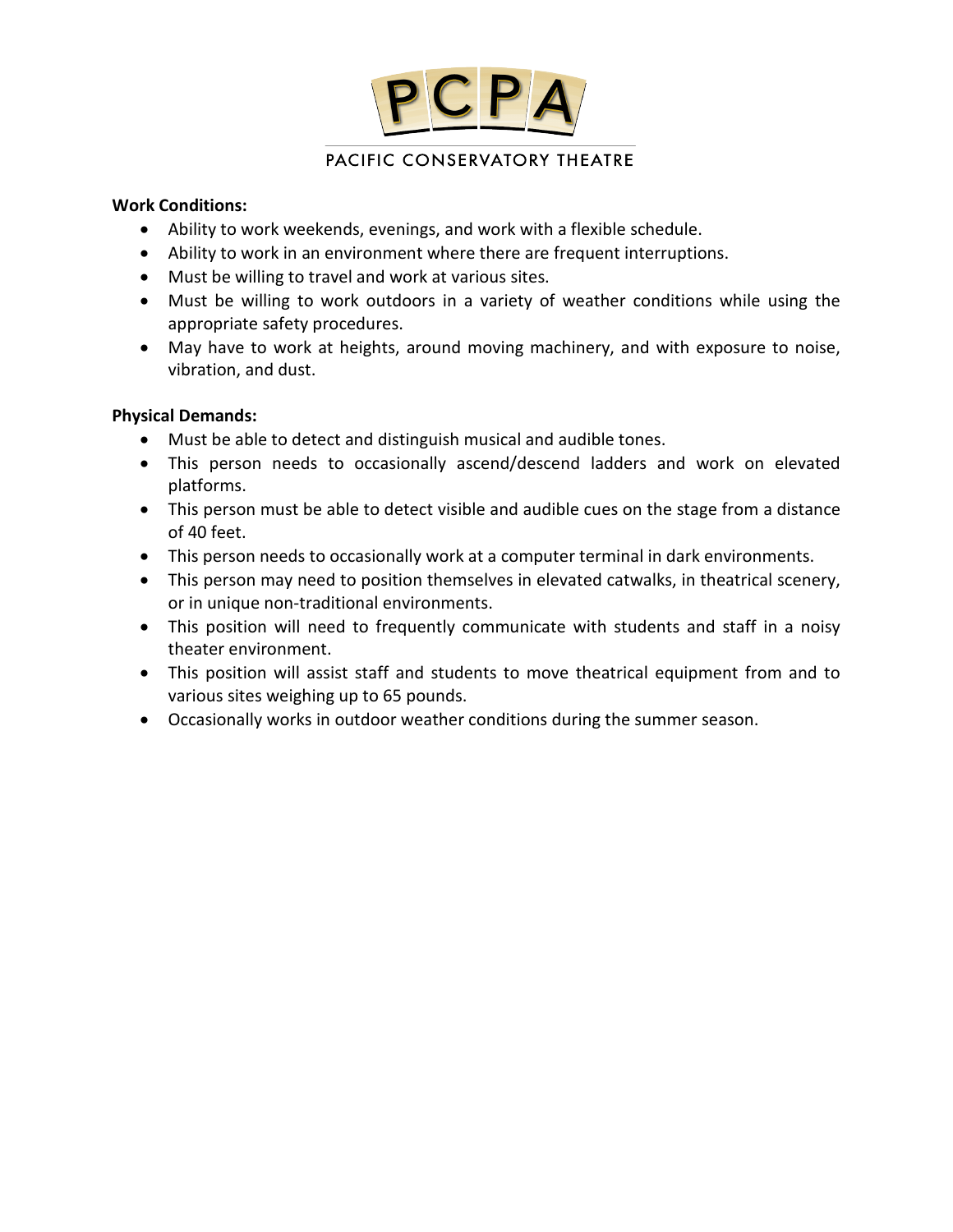**Work Conditions:**

- Ability to work weekends, evenings, and work with a flexible schedule.
- Ability to work in an environment where there are frequent interruptions.
- Must be willing to travel and work at various sites.
- Must be willing to work outdoors in a variety of weather conditions while using the appropriate safety procedures.
- May have to work at heights, around moving machinery, and with exposure to noise, vibration, and dust.

**Physical Demands:**

- Must be able to detect and distinguish musical and audible tones.
- This person needs to occasionally ascend/descend ladders and work on elevated platforms.
- This person must be able to detect visible and audible cues on the stage from a distance of 40 feet.
- This person needs to occasionally work at a computer terminal in dark environments.
- This person may need to position themselves in elevated catwalks, in theatrical scenery, or in unique non-traditional environments.
- This position will need to frequently communicate with students and staff in a noisy theater environment.
- This position will assist staff and students to move theatrical equipment from and to various sites weighing up to 65 pounds.
- Occasionally works in outdoor weather conditions during the summer season.